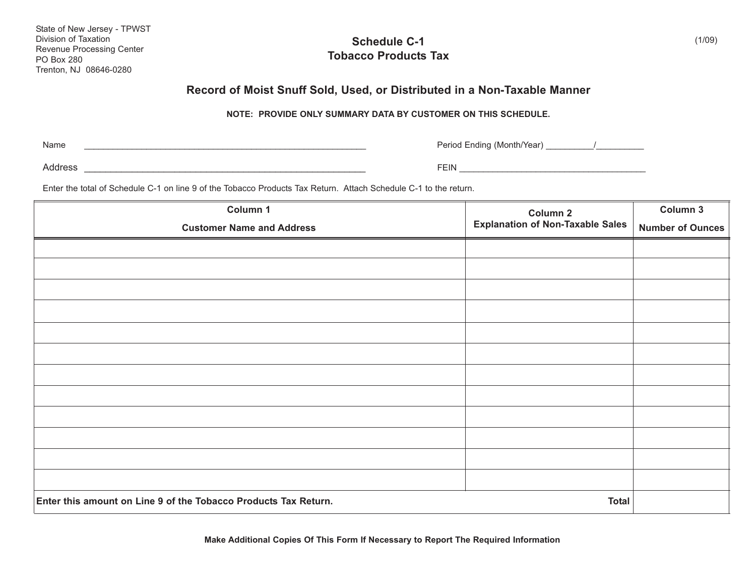State of New Jersey - TPWST
Division of Taxation
Revenue Processing Center
PO Box 280
Trenton, NJ 08646-0280

(1/09)

# Schedule C-1
# Tobacco Products Tax

## Record of Moist Snuff Sold, Used, or Distributed in a Non-Taxable Manner

**NOTE: PROVIDE ONLY SUMMARY DATA BY CUSTOMER ON THIS SCHEDULE.**

Name ____________________________________________________________

Period Ending (Month/Year) __________/__________

Address __________________________________________________________

FEIN ______________________________________

Enter the total of Schedule C-1 on line 9 of the Tobacco Products Tax Return. Attach Schedule C-1 to the return.

| Column 1<br>Customer Name and Address | Column 2<br>Explanation of Non-Taxable Sales | Column 3<br>Number of Ounces |
|---|---|---|
| | | |
| | | |
| | | |
| | | |
| | | |
| | | |
| | | |
| | | |
| | | |
| | | |
| | | |
| | | |
| **Enter this amount on Line 9 of the Tobacco Products Tax Return.** | **Total** | |

**Make Additional Copies Of This Form If Necessary to Report The Required Information**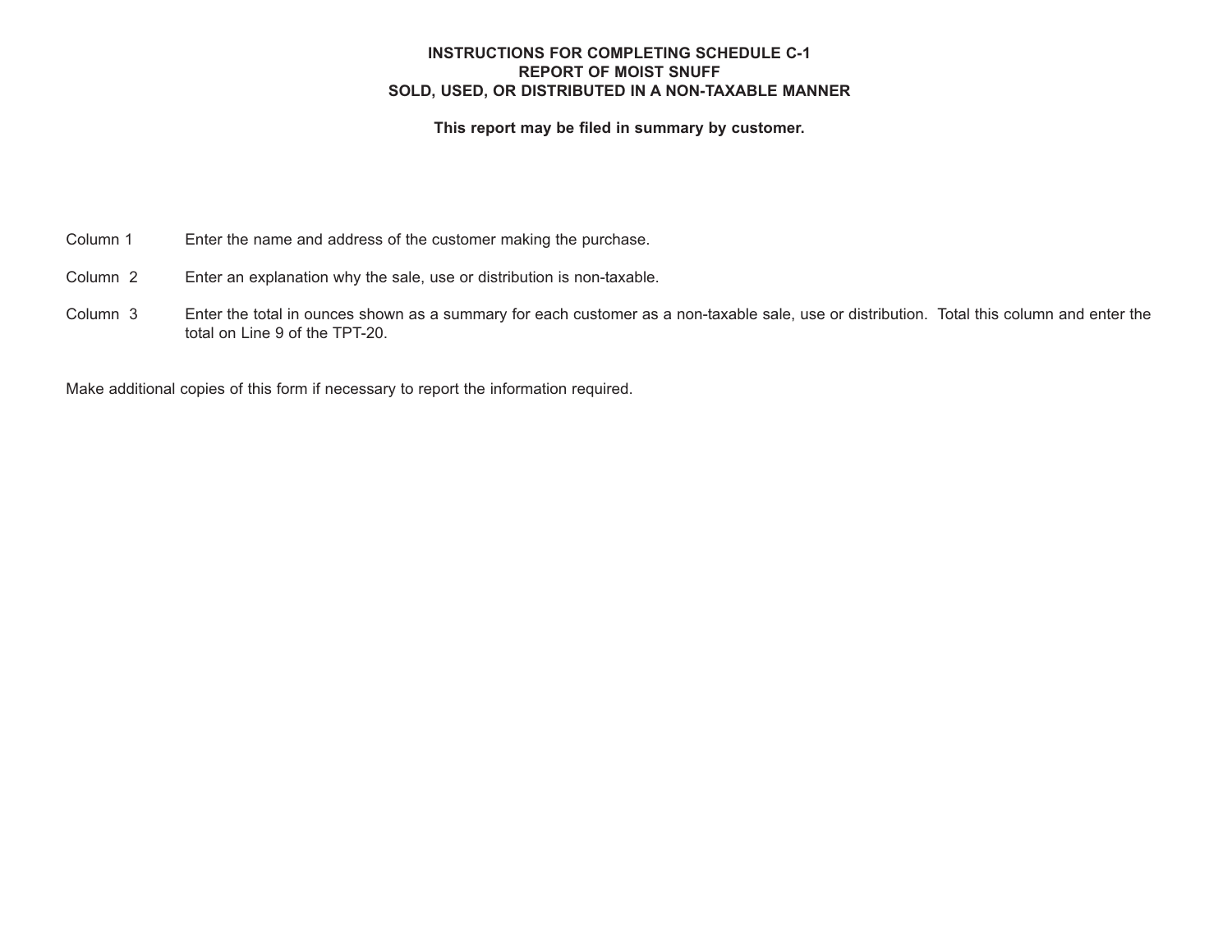# INSTRUCTIONS FOR COMPLETING SCHEDULE C-1
## REPORT OF MOIST SNUFF
## SOLD, USED, OR DISTRIBUTED IN A NON-TAXABLE MANNER

**This report may be filed in summary by customer.**

Column 1 — Enter the name and address of the customer making the purchase.

Column 2 — Enter an explanation why the sale, use or distribution is non-taxable.

Column 3 — Enter the total in ounces shown as a summary for each customer as a non-taxable sale, use or distribution. Total this column and enter the total on Line 9 of the TPT-20.

Make additional copies of this form if necessary to report the information required.